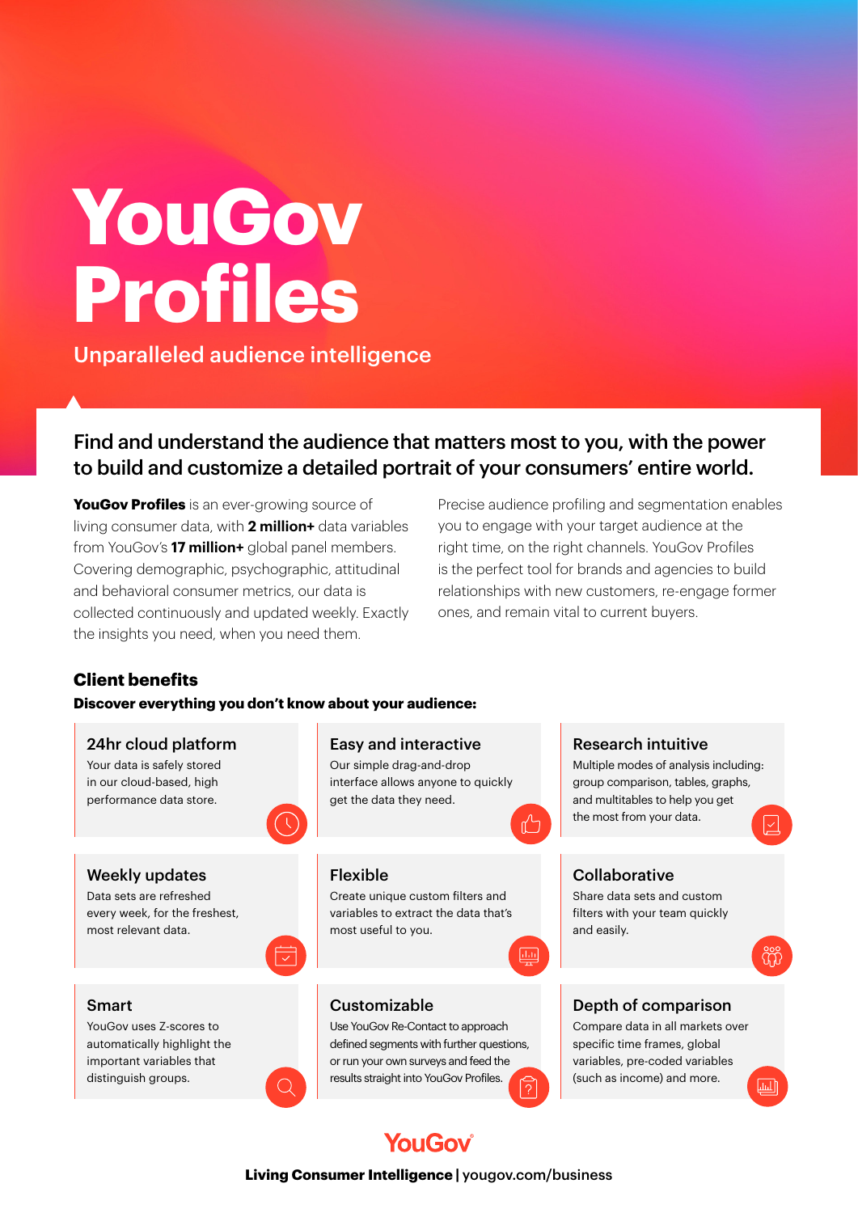# YouGov Profiles

Unparalleled audience intelligence

## Find and understand the audience that matters most to you, with the power to build and customize a detailed portrait of your consumers' entire world.

**YouGov Profiles** is an ever-growing source of living consumer data, with **2 million+** data variables from YouGov's **17 million+** global panel members. Covering demographic, psychographic, attitudinal and behavioral consumer metrics, our data is collected continuously and updated weekly. Exactly the insights you need, when you need them.

Precise audience profiling and segmentation enables you to engage with your target audience at the right time, on the right channels. YouGov Profiles is the perfect tool for brands and agencies to build relationships with new customers, re-engage former ones, and remain vital to current buyers.

### Client benefits

**Discover everything you don't know about your audience:**

#### 24hr cloud platform

Your data is safely stored in our cloud-based, high performance data store.

#### Easy and interactive

Our simple drag-and-drop interface allows anyone to quickly get the data they need.

#### Research intuitive

Multiple modes of analysis including: group comparison, tables, graphs, and multitables to help you get the most from your data.

#### Weekly updates

Data sets are refreshed every week, for the freshest, most relevant data.

#### Flexible

Create unique custom filters and variables to extract the data that's most useful to you.

#### Collaborative

Share data sets and custom filters with your team quickly and easily.

#### Smart

YouGov uses Z-scores to automatically highlight the important variables that distinguish groups.

#### Customizable

Use YouGov Re-Contact to approach defined segments with further questions, or run your own surveys and feed the results straight into YouGov Profiles.

#### Depth of comparison

Compare data in all markets over specific time frames, global variables, pre-coded variables (such as income) and more.

YouGov

**Living Consumer Intelligence** | yougov.com/business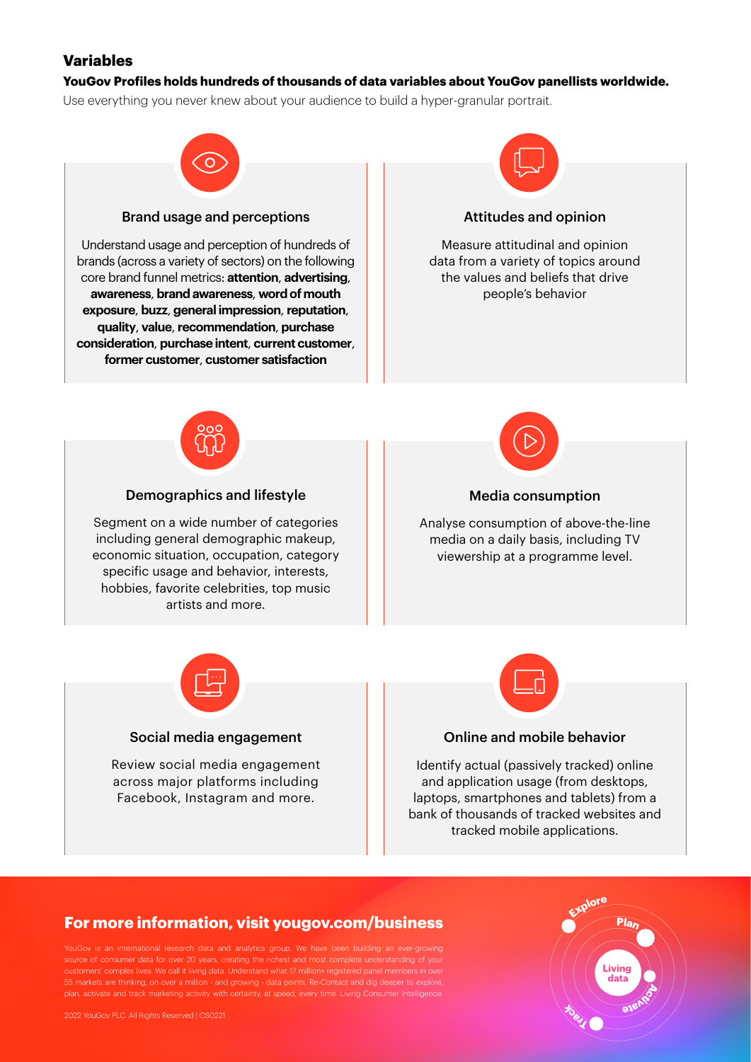## Variables

**YouGov Profiles holds hundreds of thousands of data variables about YouGov panellists worldwide.**

Use everything you never knew about your audience to build a hyper-granular portrait.

### Brand usage and perceptions

Understand usage and perception of hundreds of brands (across a variety of sectors) on the following core brand funnel metrics: **attention**, **advertising**, **awareness**, **brand awareness**, **word of mouth exposure**, **buzz**, **general impression**, **reputation**, **quality**, **value**, **recommendation**, **purchase consideration**, **purchase intent**, **current customer**, **former customer**, **customer satisfaction**

### Attitudes and opinion

Measure attitudinal and opinion data from a variety of topics around the values and beliefs that drive people's behavior

### Demographics and lifestyle

Segment on a wide number of categories including general demographic makeup, economic situation, occupation, category specific usage and behavior, interests, hobbies, favorite celebrities, top music artists and more.

### Media consumption

Analyse consumption of above-the-line media on a daily basis, including TV viewership at a programme level.

### Social media engagement

Review social media engagement across major platforms including Facebook, Instagram and more.

### Online and mobile behavior

Identify actual (passively tracked) online and application usage (from desktops, laptops, smartphones and tablets) from a bank of thousands of tracked websites and tracked mobile applications.

## For more information, visit yougov.com/business

YouGov is an international research data and analytics group. We have been building an ever-growing source of consumer data for over 20 years, creating the richest and most complete understanding of your customers' complex lives. We call it living data. Understand what 17 million+ registered panel members in over 55 markets are thinking, on over a million - and growing - data points. Re-Contact and dig deeper to explore, plan, activate and track marketing activity with certainty, at speed, every time. Living Consumer Intelligence.

Explore

Plan

Living data

Activate

Track

2022 YouGov PLC. All Rights Reserved | CS0221